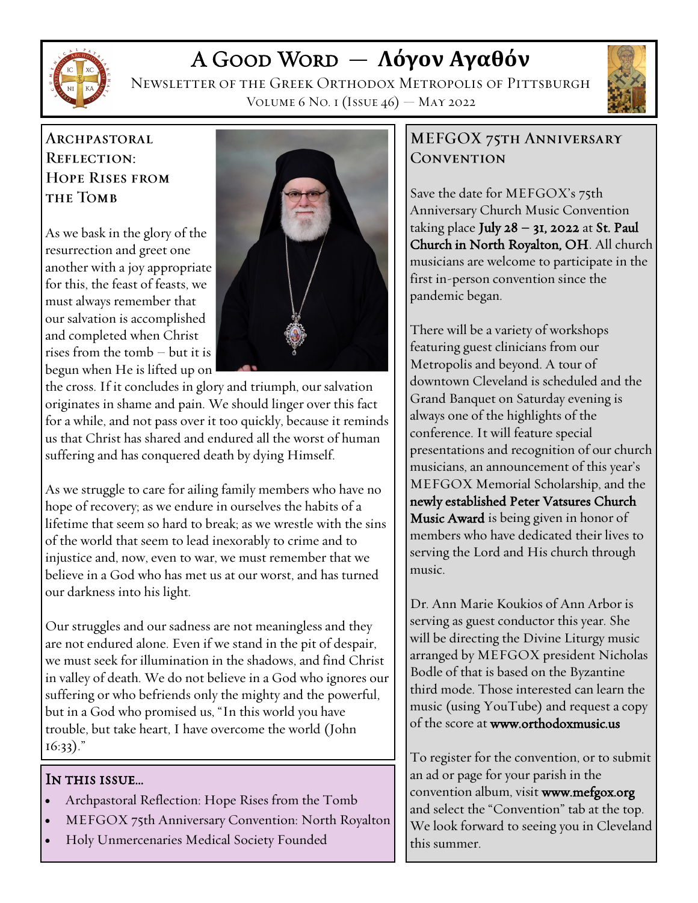# A Good Word — Λόγον Αγαθόν

Newsletter of the Greek Orthodox Metropolis of Pittsburgh

Volume 6 No. 1 (Issue 46) — May 2022

## Archpastoral Reflection: Hope Rises from the Tomb

As we bask in the glory of the resurrection and greet one another with a joy appropriate for this, the feast of feasts, we must always remember that our salvation is accomplished and completed when Christ rises from the tomb – but it is begun when He is lifted up on the cross. If it concludes in glory and triumph, our salvation originates in shame and pain. We should linger over this fact for a while, and not pass over it too quickly, because it reminds us that Christ has shared and endured all the worst of human suffering and has conquered death by dying Himself.

As we struggle to care for ailing family members who have no hope of recovery; as we endure in ourselves the habits of a lifetime that seem so hard to break; as we wrestle with the sins of the world that seem to lead inexorably to crime and to injustice and, now, even to war, we must remember that we believe in a God who has met us at our worst, and has turned our darkness into his light.

Our struggles and our sadness are not meaningless and they are not endured alone. Even if we stand in the pit of despair, we must seek for illumination in the shadows, and find Christ in valley of death. We do not believe in a God who ignores our suffering or who befriends only the mighty and the powerful, but in a God who promised us, "In this world you have trouble, but take heart, I have overcome the world (John 16:33)."

## In this issue…

- Archpastoral Reflection: Hope Rises from the Tomb
- MEFGOX 75th Anniversary Convention: North Royalton
- Holy Unmercenaries Medical Society Founded

## MEFGOX 75th Anniversary Convention

Save the date for MEFGOX's 75th Anniversary Church Music Convention taking place **July 28 – 31, 2022** at **St. Paul Church in North Royalton, OH**. All church musicians are welcome to participate in the first in-person convention since the pandemic began.

There will be a variety of workshops featuring guest clinicians from our Metropolis and beyond. A tour of downtown Cleveland is scheduled and the Grand Banquet on Saturday evening is always one of the highlights of the conference. It will feature special presentations and recognition of our church musicians, an announcement of this year's MEFGOX Memorial Scholarship, and the **newly established Peter Vatsures Church Music Award** is being given in honor of members who have dedicated their lives to serving the Lord and His church through music.

Dr. Ann Marie Koukios of Ann Arbor is serving as guest conductor this year. She will be directing the Divine Liturgy music arranged by MEFGOX president Nicholas Bodle of that is based on the Byzantine third mode. Those interested can learn the music (using YouTube) and request a copy of the score at **www.orthodoxmusic.us**

To register for the convention, or to submit an ad or page for your parish in the convention album, visit **www.mefgox.org** and select the "Convention" tab at the top. We look forward to seeing you in Cleveland this summer.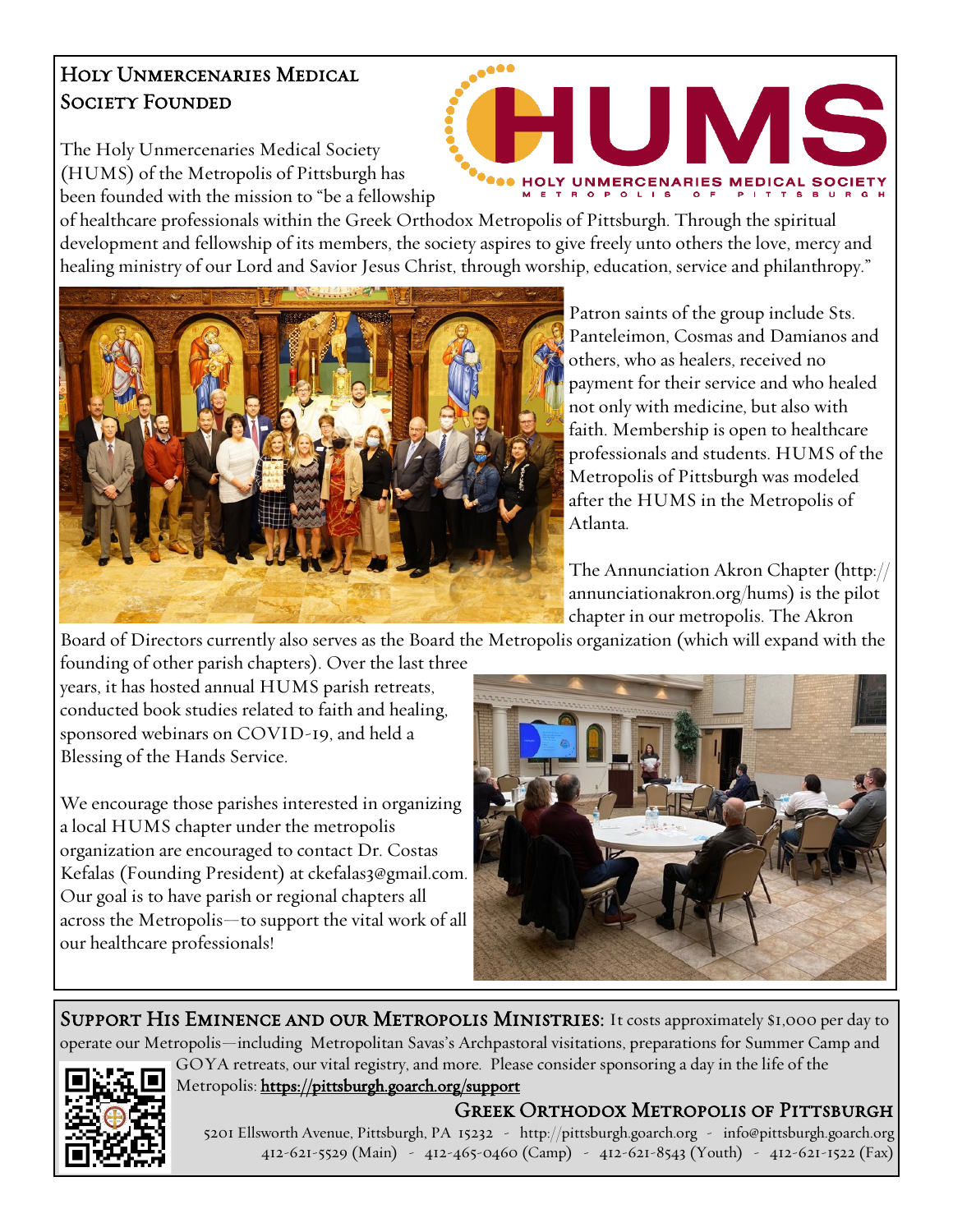## Holy Unmercenaries Medical Society Founded

The Holy Unmercenaries Medical Society (HUMS) of the Metropolis of Pittsburgh has been founded with the mission to "be a fellowship of healthcare professionals within the Greek Orthodox Metropolis of Pittsburgh. Through the spiritual development and fellowship of its members, the society aspires to give freely unto others the love, mercy and healing ministry of our Lord and Savior Jesus Christ, through worship, education, service and philanthropy."

Patron saints of the group include Sts. Panteleimon, Cosmas and Damianos and others, who as healers, received no payment for their service and who healed not only with medicine, but also with faith. Membership is open to healthcare professionals and students. HUMS of the Metropolis of Pittsburgh was modeled after the HUMS in the Metropolis of Atlanta.

The Annunciation Akron Chapter (http://annunciationakron.org/hums) is the pilot chapter in our metropolis. The Akron Board of Directors currently also serves as the Board the Metropolis organization (which will expand with the founding of other parish chapters). Over the last three years, it has hosted annual HUMS parish retreats, conducted book studies related to faith and healing, sponsored webinars on COVID-19, and held a Blessing of the Hands Service.

We encourage those parishes interested in organizing a local HUMS chapter under the metropolis organization are encouraged to contact Dr. Costas Kefalas (Founding President) at ckefalas3@gmail.com. Our goal is to have parish or regional chapters all across the Metropolis—to support the vital work of all our healthcare professionals!

**Support His Eminence and our Metropolis Ministries:** It costs approximately $1,000 per day to operate our Metropolis—including Metropolitan Savas's Archpastoral visitations, preparations for Summer Camp and GOYA retreats, our vital registry, and more. Please consider sponsoring a day in the life of the Metropolis: **https://pittsburgh.goarch.org/support**

### Greek Orthodox Metropolis of Pittsburgh

5201 Ellsworth Avenue, Pittsburgh, PA 15232 - http://pittsburgh.goarch.org - info@pittsburgh.goarch.org
412-621-5529 (Main) - 412-465-0460 (Camp) - 412-621-8543 (Youth) - 412-621-1522 (Fax)